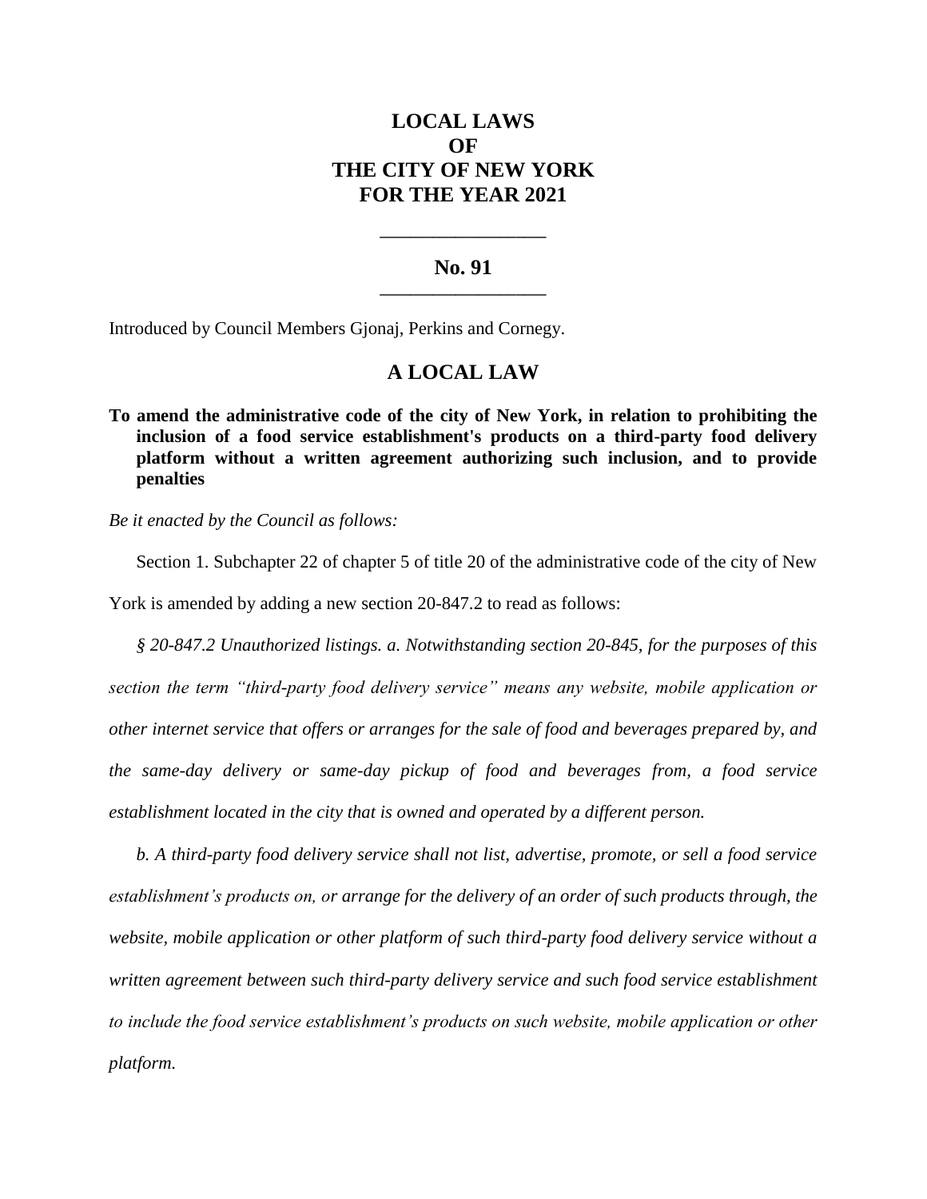# LOCAL LAWS
# OF
# THE CITY OF NEW YORK
# FOR THE YEAR 2021

\_\_\_\_\_\_\_\_\_\_\_\_\_\_\_\_\_\_

## No. 91

\_\_\_\_\_\_\_\_\_\_\_\_\_\_\_\_\_\_

Introduced by Council Members Gjonaj, Perkins and Cornegy.

## A LOCAL LAW

**To amend the administrative code of the city of New York, in relation to prohibiting the inclusion of a food service establishment's products on a third-party food delivery platform without a written agreement authorizing such inclusion, and to provide penalties**

*Be it enacted by the Council as follows:*

Section 1. Subchapter 22 of chapter 5 of title 20 of the administrative code of the city of New York is amended by adding a new section 20-847.2 to read as follows:

*§ 20-847.2 Unauthorized listings. a. Notwithstanding section 20-845, for the purposes of this section the term "third-party food delivery service" means any website, mobile application or other internet service that offers or arranges for the sale of food and beverages prepared by, and the same-day delivery or same-day pickup of food and beverages from, a food service establishment located in the city that is owned and operated by a different person.*

*b. A third-party food delivery service shall not list, advertise, promote, or sell a food service establishment's products on, or arrange for the delivery of an order of such products through, the website, mobile application or other platform of such third-party food delivery service without a written agreement between such third-party delivery service and such food service establishment to include the food service establishment's products on such website, mobile application or other platform.*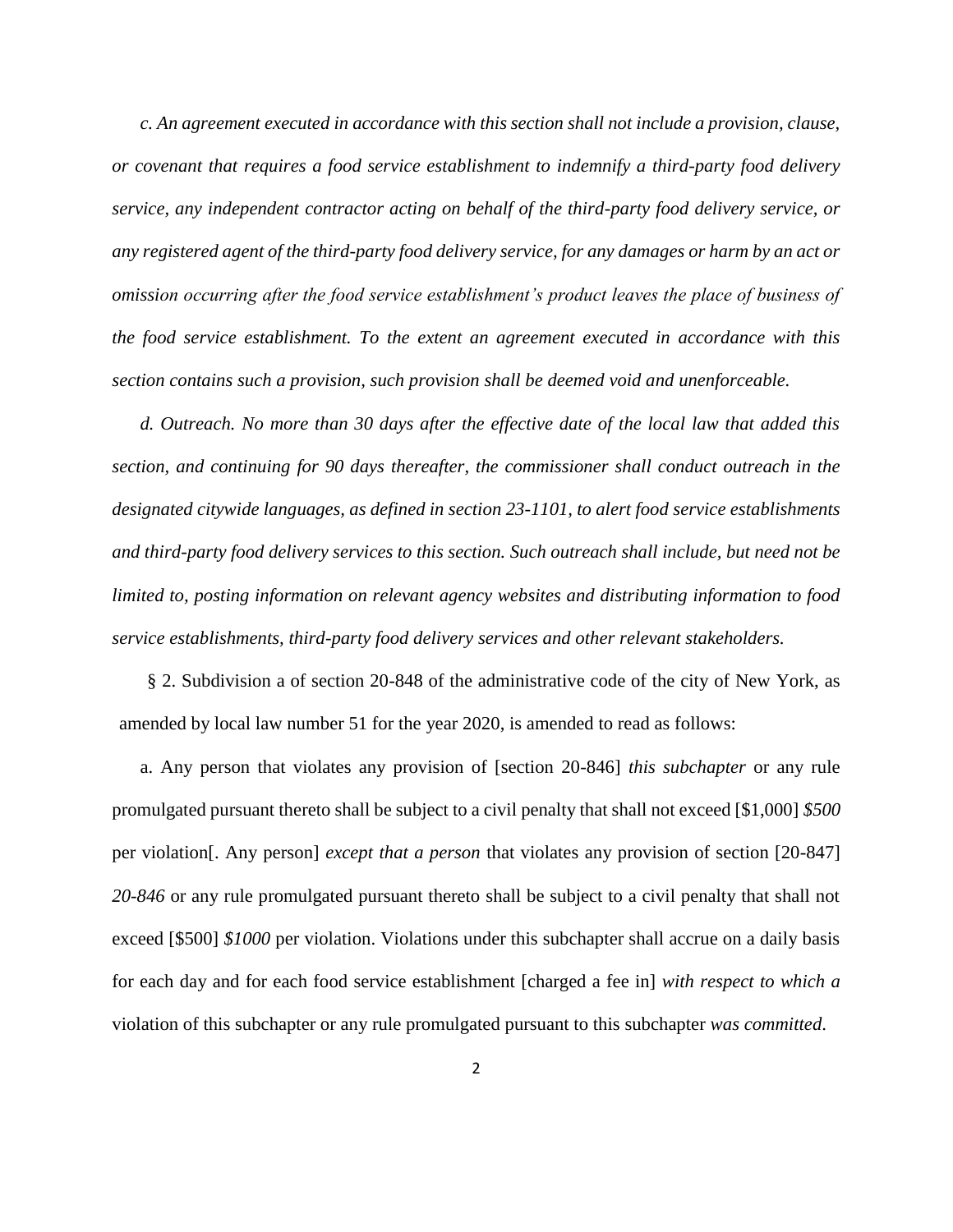*c. An agreement executed in accordance with this section shall not include a provision, clause, or covenant that requires a food service establishment to indemnify a third-party food delivery service, any independent contractor acting on behalf of the third-party food delivery service, or any registered agent of the third-party food delivery service, for any damages or harm by an act or omission occurring after the food service establishment's product leaves the place of business of the food service establishment. To the extent an agreement executed in accordance with this section contains such a provision, such provision shall be deemed void and unenforceable.*

*d. Outreach. No more than 30 days after the effective date of the local law that added this section, and continuing for 90 days thereafter, the commissioner shall conduct outreach in the designated citywide languages, as defined in section 23-1101, to alert food service establishments and third-party food delivery services to this section. Such outreach shall include, but need not be limited to, posting information on relevant agency websites and distributing information to food service establishments, third-party food delivery services and other relevant stakeholders.*

§ 2. Subdivision a of section 20-848 of the administrative code of the city of New York, as amended by local law number 51 for the year 2020, is amended to read as follows:

a. Any person that violates any provision of [section 20-846] *this subchapter* or any rule promulgated pursuant thereto shall be subject to a civil penalty that shall not exceed [$1,000] *$500* per violation[. Any person] *except that a person* that violates any provision of section [20-847] *20-846* or any rule promulgated pursuant thereto shall be subject to a civil penalty that shall not exceed [$500] *$1000* per violation. Violations under this subchapter shall accrue on a daily basis for each day and for each food service establishment [charged a fee in] *with respect to which a* violation of this subchapter or any rule promulgated pursuant to this subchapter *was committed*.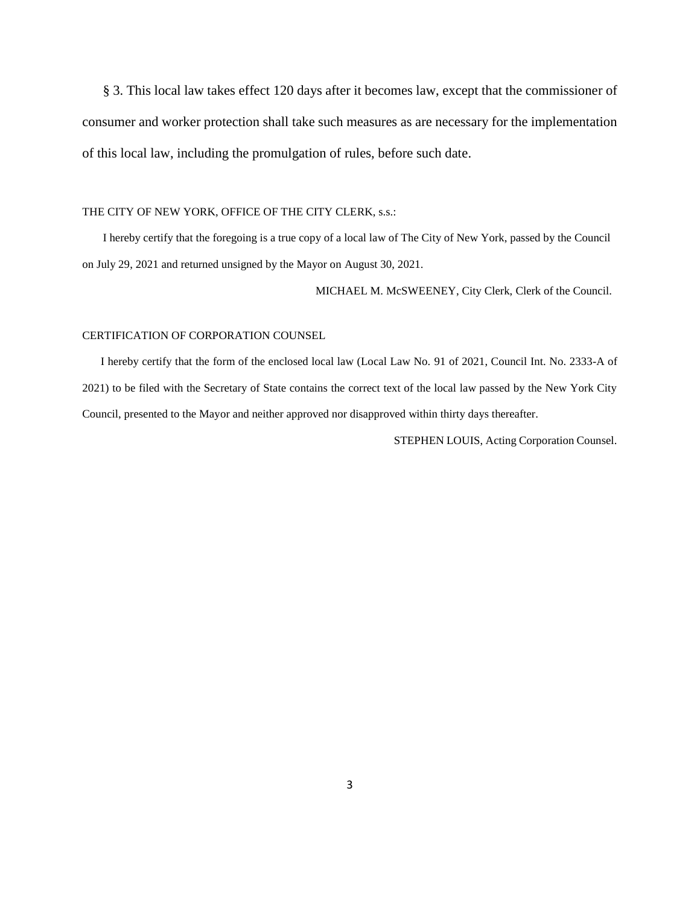§ 3. This local law takes effect 120 days after it becomes law, except that the commissioner of consumer and worker protection shall take such measures as are necessary for the implementation of this local law, including the promulgation of rules, before such date.

THE CITY OF NEW YORK, OFFICE OF THE CITY CLERK, s.s.:

I hereby certify that the foregoing is a true copy of a local law of The City of New York, passed by the Council on July 29, 2021 and returned unsigned by the Mayor on August 30, 2021.

MICHAEL M. McSWEENEY, City Clerk, Clerk of the Council.

CERTIFICATION OF CORPORATION COUNSEL

I hereby certify that the form of the enclosed local law (Local Law No. 91 of 2021, Council Int. No. 2333-A of 2021) to be filed with the Secretary of State contains the correct text of the local law passed by the New York City Council, presented to the Mayor and neither approved nor disapproved within thirty days thereafter.

STEPHEN LOUIS, Acting Corporation Counsel.